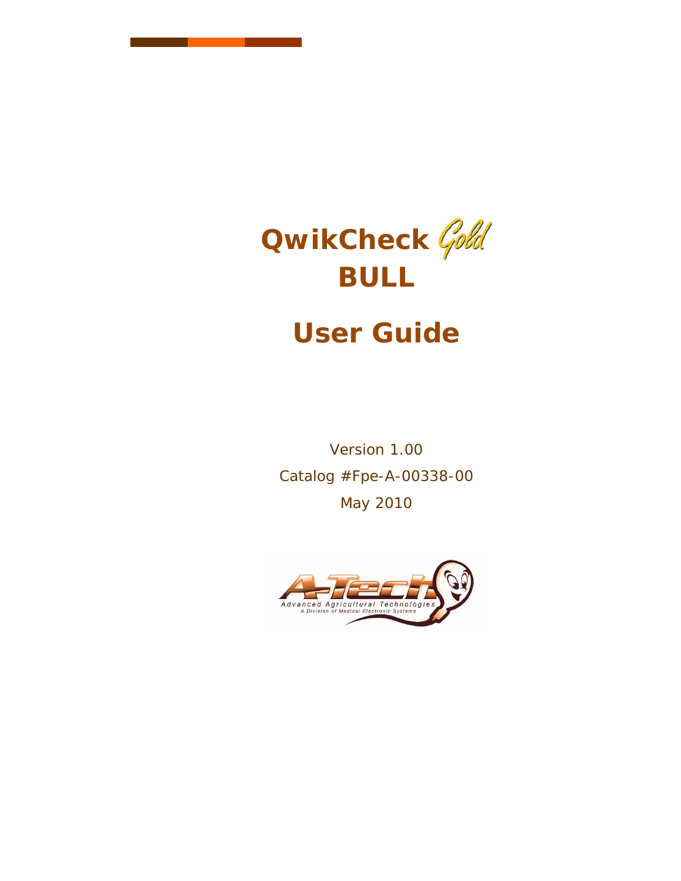# QwikCheck Gold BULL

# User Guide

Version 1.00

Catalog #Fpe-A-00338-00

May 2010

A-Tech

Advanced Agricultural Technologies

A Division of Medical Electronic Systems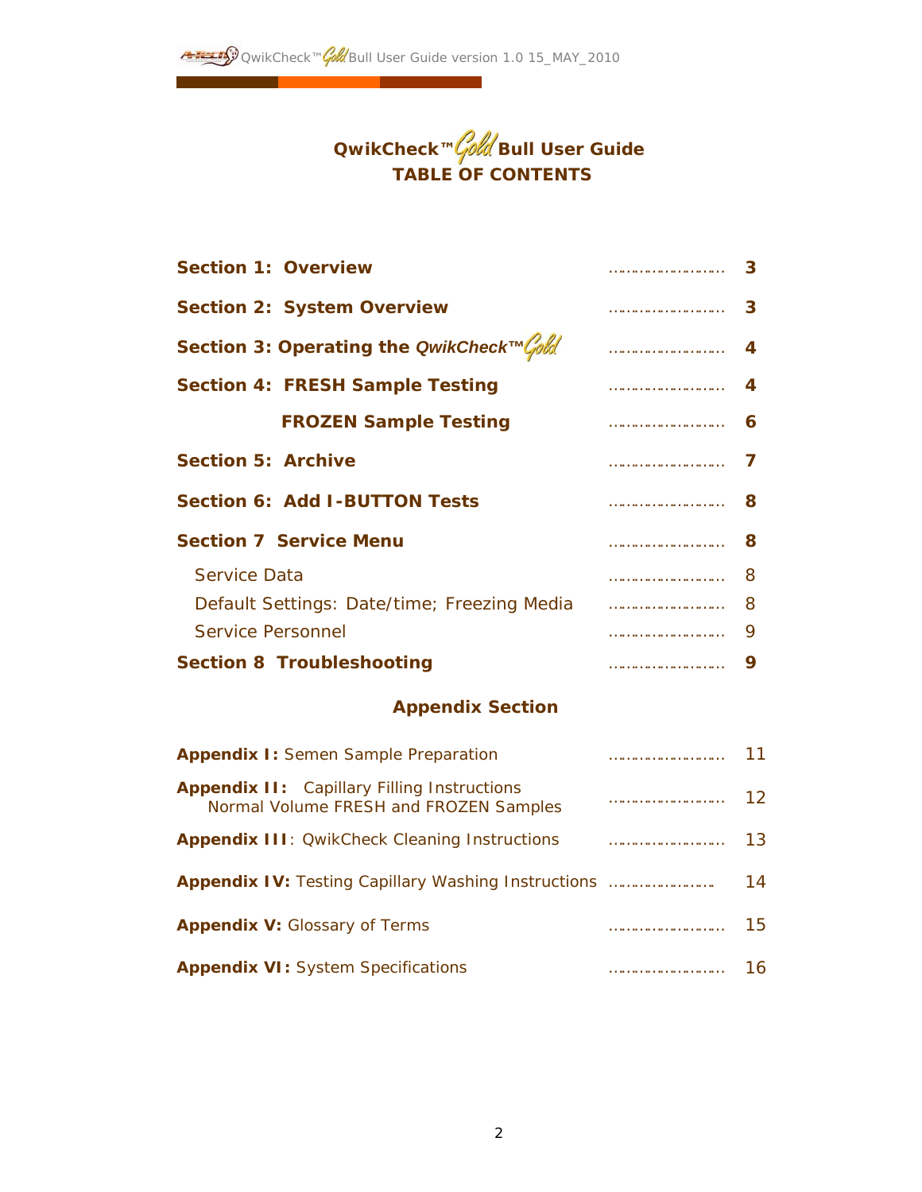# QwikCheck™ Gold Bull User Guide
## TABLE OF CONTENTS

| | |
|---|---|
| **Section 1: Overview** | **3** |
| **Section 2: System Overview** | **3** |
| **Section 3: Operating the *QwikCheck™ Gold*** | **4** |
| **Section 4: FRESH Sample Testing** | **4** |
| **FROZEN Sample Testing** | **6** |
| **Section 5: Archive** | **7** |
| **Section 6: Add I-BUTTON Tests** | **8** |
| **Section 7 Service Menu** | **8** |
| Service Data | 8 |
| Default Settings: Date/time; Freezing Media | 8 |
| Service Personnel | 9 |
| **Section 8 Troubleshooting** | **9** |

### Appendix Section

| | |
|---|---|
| **Appendix I:** Semen Sample Preparation | 11 |
| **Appendix II:** Capillary Filling Instructions Normal Volume FRESH and FROZEN Samples | 12 |
| **Appendix III**: QwikCheck Cleaning Instructions | 13 |
| **Appendix IV:** Testing Capillary Washing Instructions | 14 |
| **Appendix V:** Glossary of Terms | 15 |
| **Appendix VI:** System Specifications | 16 |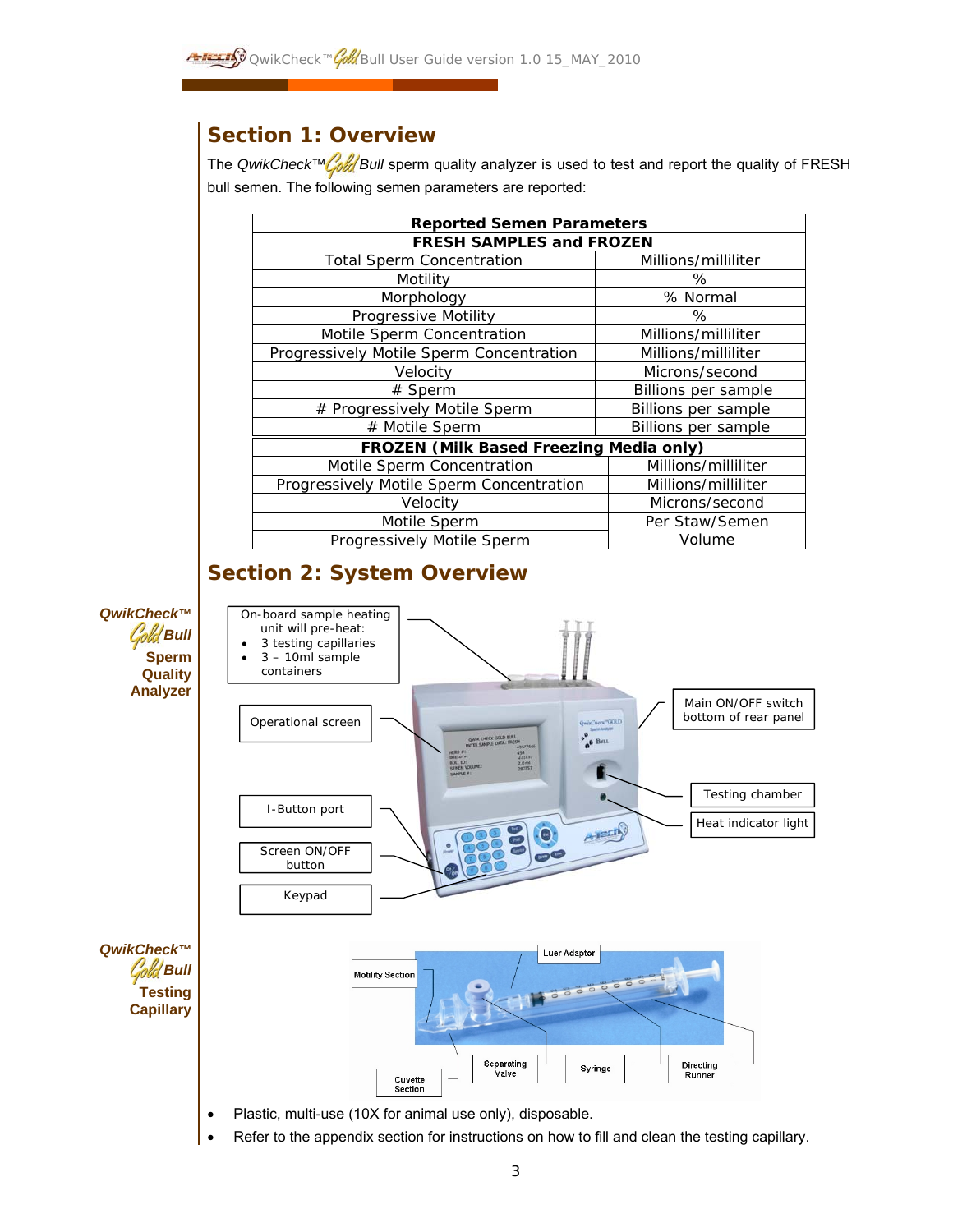# Section 1: Overview

The *QwikCheck™ Gold Bull* sperm quality analyzer is used to test and report the quality of FRESH bull semen. The following semen parameters are reported:

| Reported Semen Parameters | |
|---|---|
| **FRESH SAMPLES and FROZEN** | |
| Total Sperm Concentration | Millions/milliliter |
| Motility | % |
| Morphology | % Normal |
| Progressive Motility | % |
| Motile Sperm Concentration | Millions/milliliter |
| Progressively Motile Sperm Concentration | Millions/milliliter |
| Velocity | Microns/second |
| # Sperm | Billions per sample |
| # Progressively Motile Sperm | Billions per sample |
| # Motile Sperm | Billions per sample |
| **FROZEN (Milk Based Freezing Media only)** | |
| Motile Sperm Concentration | Millions/milliliter |
| Progressively Motile Sperm Concentration | Millions/milliliter |
| Velocity | Microns/second |
| Motile Sperm | Per Staw/Semen Volume |
| Progressively Motile Sperm | |

# Section 2: System Overview

**QwikCheck™ Gold Bull Sperm Quality Analyzer**

- On-board sample heating unit will pre-heat:
  - 3 testing capillaries
  - 3 – 10ml sample containers
- Operational screen
- I-Button port
- Screen ON/OFF button
- Keypad
- Main ON/OFF switch bottom of rear panel
- Testing chamber
- Heat indicator light

**QwikCheck™ Gold Bull Testing Capillary**

- Luer Adaptor
- Motility Section
- Separating Valve
- Syringe
- Directing Runner
- Cuvette Section

- Plastic, multi-use (10X for animal use only), disposable.
- Refer to the appendix section for instructions on how to fill and clean the testing capillary.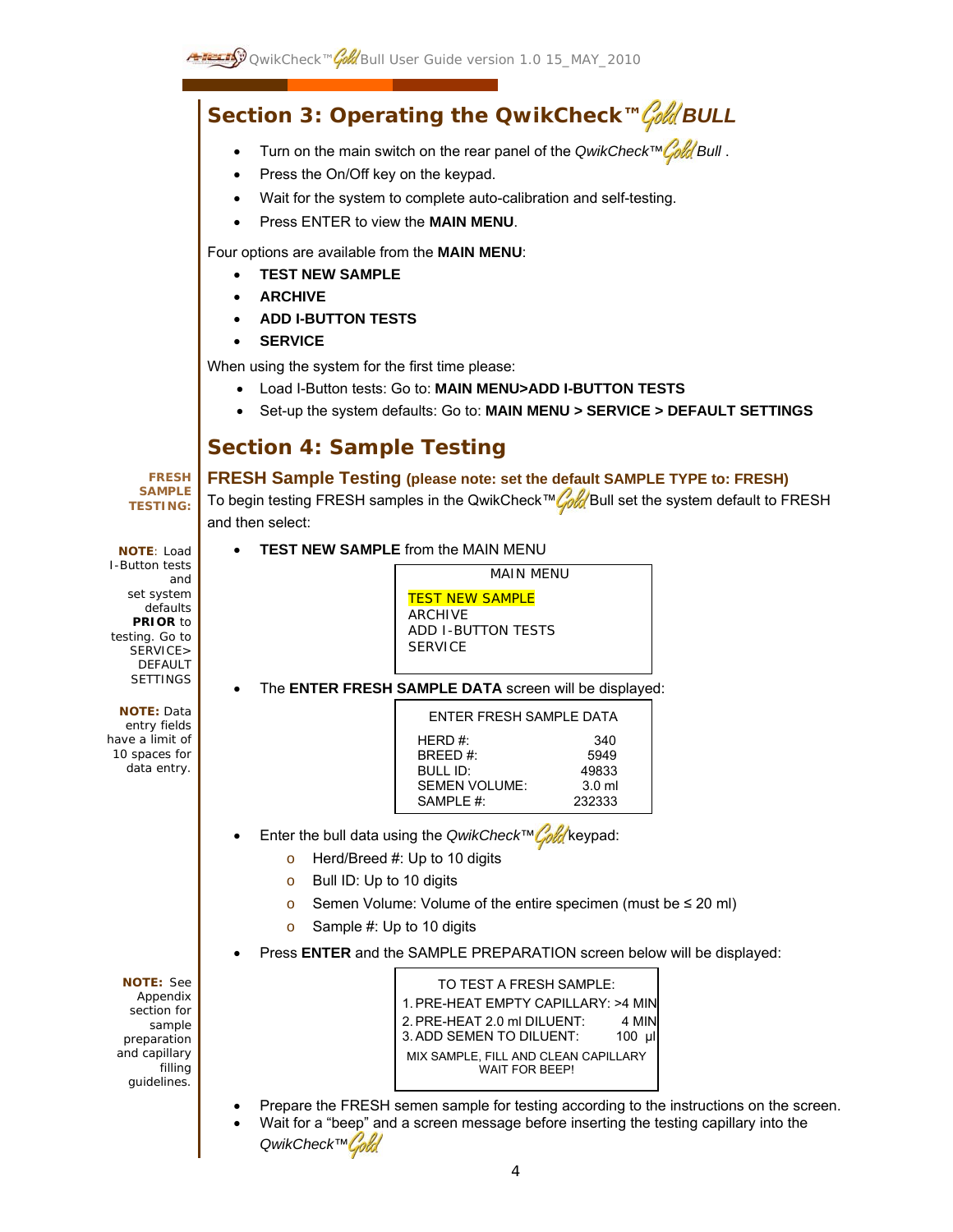# Section 3: Operating the QwikCheck™ Gold BULL

- Turn on the main switch on the rear panel of the *QwikCheck™ Gold Bull* .
- Press the On/Off key on the keypad.
- Wait for the system to complete auto-calibration and self-testing.
- Press ENTER to view the **MAIN MENU**.

Four options are available from the **MAIN MENU**:

- **TEST NEW SAMPLE**
- **ARCHIVE**
- **ADD I-BUTTON TESTS**
- **SERVICE**

When using the system for the first time please:

- Load I-Button tests: Go to: **MAIN MENU>ADD I-BUTTON TESTS**
- Set-up the system defaults: Go to: **MAIN MENU > SERVICE > DEFAULT SETTINGS**

# Section 4: Sample Testing

**FRESH SAMPLE TESTING:**

## FRESH Sample Testing (please note: set the default SAMPLE TYPE to: FRESH)

To begin testing FRESH samples in the QwikCheck™ Gold Bull set the system default to FRESH and then select:

**NOTE**: Load I-Button tests and set system defaults **PRIOR** to testing. Go to SERVICE> DEFAULT SETTINGS

**NOTE:** Data entry fields have a limit of 10 spaces for data entry.

- **TEST NEW SAMPLE** from the MAIN MENU

```
MAIN MENU

TEST NEW SAMPLE
ARCHIVE
ADD I-BUTTON TESTS
SERVICE
```

- The **ENTER FRESH SAMPLE DATA** screen will be displayed:

```
ENTER FRESH SAMPLE DATA

HERD #:              340
BREED #:            5949
BULL ID:           49833
SEMEN VOLUME:     3.0 ml
SAMPLE #:         232333
```

- Enter the bull data using the *QwikCheck™ Gold* keypad:
  - Herd/Breed #: Up to 10 digits
  - Bull ID: Up to 10 digits
  - Semen Volume: Volume of the entire specimen (must be ≤ 20 ml)
  - Sample #: Up to 10 digits
- Press **ENTER** and the SAMPLE PREPARATION screen below will be displayed:

**NOTE:** See Appendix section for sample preparation and capillary filling guidelines.

```
TO TEST A FRESH SAMPLE:
1. PRE-HEAT EMPTY CAPILLARY: >4 MIN
2. PRE-HEAT 2.0 ml DILUENT:    4 MIN
3. ADD SEMEN TO DILUENT:     100 µl
MIX SAMPLE, FILL AND CLEAN CAPILLARY
WAIT FOR BEEP!
```

- Prepare the FRESH semen sample for testing according to the instructions on the screen.
- Wait for a "beep" and a screen message before inserting the testing capillary into the *QwikCheck™ Gold*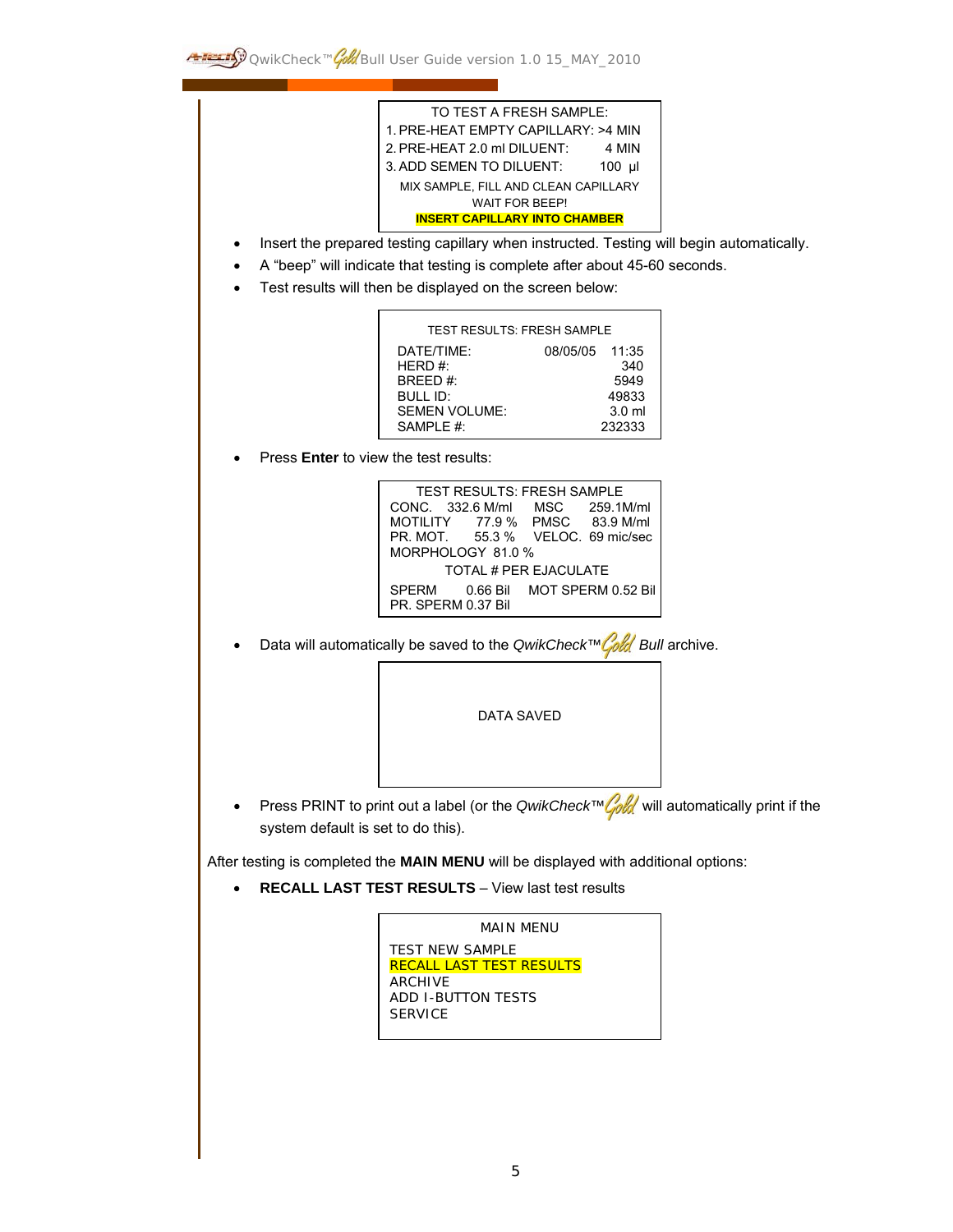```
TO TEST A FRESH SAMPLE:
1. PRE-HEAT EMPTY CAPILLARY: >4 MIN
2. PRE-HEAT 2.0 ml DILUENT:     4 MIN
3. ADD SEMEN TO DILUENT:        100 µl
MIX SAMPLE, FILL AND CLEAN CAPILLARY
WAIT FOR BEEP!
INSERT CAPILLARY INTO CHAMBER
```

- Insert the prepared testing capillary when instructed. Testing will begin automatically.
- A "beep" will indicate that testing is complete after about 45-60 seconds.
- Test results will then be displayed on the screen below:

```
TEST RESULTS: FRESH SAMPLE
DATE/TIME:          08/05/05   11:35
HERD #:                          340
BREED #:                        5949
BULL ID:                       49833
SEMEN VOLUME:                 3.0 ml
SAMPLE #:                     232333
```

- Press **Enter** to view the test results:

```
TEST RESULTS: FRESH SAMPLE
CONC.    332.6 M/ml    MSC      259.1M/ml
MOTILITY    77.9 %     PMSC     83.9 M/ml
PR. MOT.    55.3 %     VELOC.  69 mic/sec
MORPHOLOGY  81.0 %
TOTAL # PER EJACULATE
SPERM      0.66 Bil    MOT SPERM 0.52 Bil
PR. SPERM 0.37 Bil
```

- Data will automatically be saved to the *QwikCheck™ Gold Bull* archive.

```
DATA SAVED
```

- Press PRINT to print out a label (or the *QwikCheck™ Gold* will automatically print if the system default is set to do this).

After testing is completed the **MAIN MENU** will be displayed with additional options:

- **RECALL LAST TEST RESULTS** – View last test results

```
MAIN MENU
TEST NEW SAMPLE
RECALL LAST TEST RESULTS
ARCHIVE
ADD I-BUTTON TESTS
SERVICE
```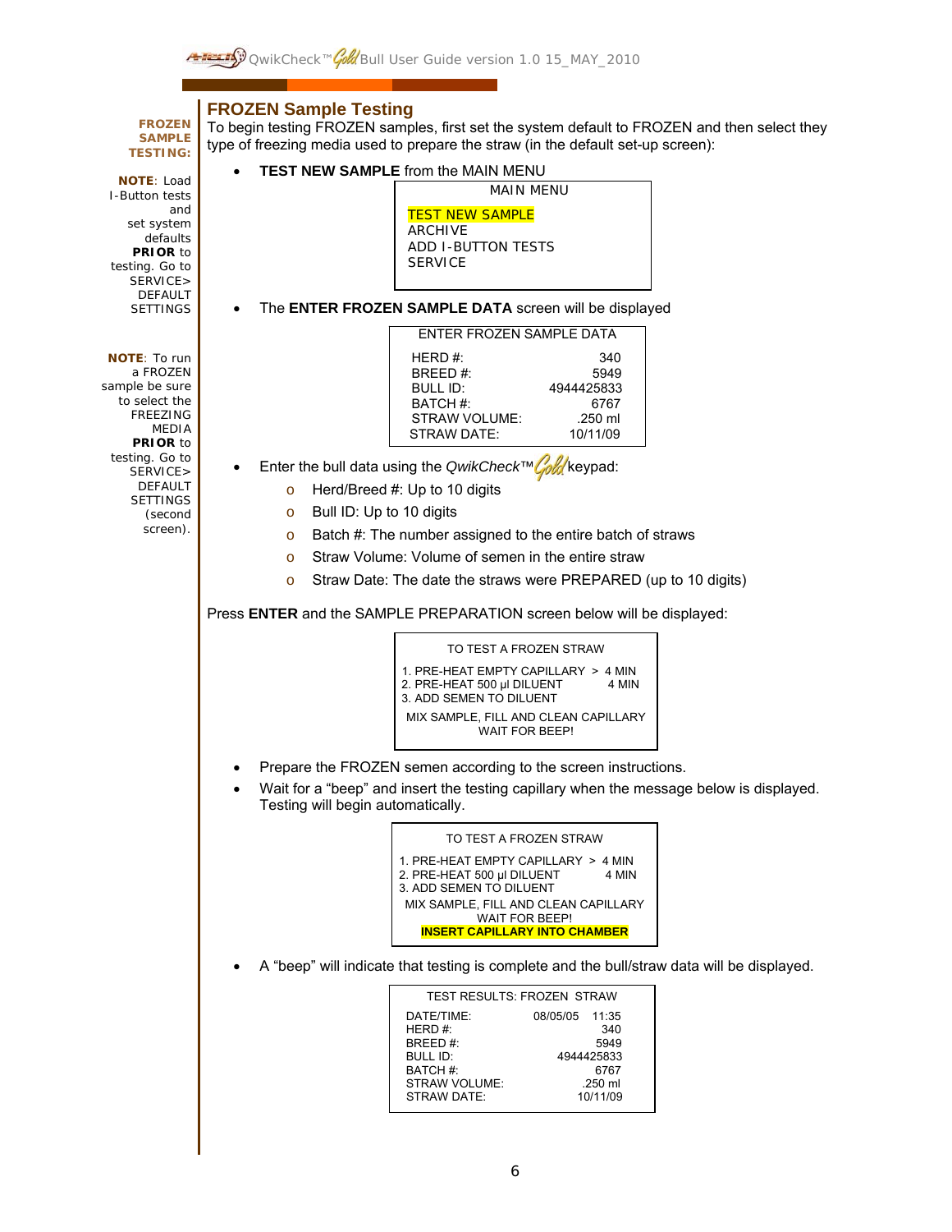## FROZEN Sample Testing

**FROZEN SAMPLE TESTING:**

**NOTE**: Load I-Button tests and set system defaults **PRIOR** to testing. Go to SERVICE> DEFAULT SETTINGS

**NOTE**: To run a FROZEN sample be sure to select the FREEZING MEDIA **PRIOR** to testing. Go to SERVICE> DEFAULT SETTINGS (second screen).

To begin testing FROZEN samples, first set the system default to FROZEN and then select they type of freezing media used to prepare the straw (in the default set-up screen):

- **TEST NEW SAMPLE** from the MAIN MENU

```
MAIN MENU

TEST NEW SAMPLE
ARCHIVE
ADD I-BUTTON TESTS
SERVICE
```

- The **ENTER FROZEN SAMPLE DATA** screen will be displayed

```
ENTER FROZEN SAMPLE DATA

HERD #:                 340
BREED #:               5949
BULL ID:         4944425833
BATCH #:               6767
STRAW VOLUME:       .250 ml
STRAW DATE:        10/11/09
```

- Enter the bull data using the *QwikCheck™ Gold* keypad:
  - Herd/Breed #: Up to 10 digits
  - Bull ID: Up to 10 digits
  - Batch #: The number assigned to the entire batch of straws
  - Straw Volume: Volume of semen in the entire straw
  - Straw Date: The date the straws were PREPARED (up to 10 digits)

Press **ENTER** and the SAMPLE PREPARATION screen below will be displayed:

```
TO TEST A FROZEN STRAW

1. PRE-HEAT EMPTY CAPILLARY  >  4 MIN
2. PRE-HEAT 500 µl DILUENT      4 MIN
3. ADD SEMEN TO DILUENT

MIX SAMPLE, FILL AND CLEAN CAPILLARY
WAIT FOR BEEP!
```

- Prepare the FROZEN semen according to the screen instructions.
- Wait for a "beep" and insert the testing capillary when the message below is displayed. Testing will begin automatically.

```
TO TEST A FROZEN STRAW

1. PRE-HEAT EMPTY CAPILLARY  >  4 MIN
2. PRE-HEAT 500 µl DILUENT      4 MIN
3. ADD SEMEN TO DILUENT

MIX SAMPLE, FILL AND CLEAN CAPILLARY
WAIT FOR BEEP!
INSERT CAPILLARY INTO CHAMBER
```

- A "beep" will indicate that testing is complete and the bull/straw data will be displayed.

```
TEST RESULTS: FROZEN  STRAW

DATE/TIME:        08/05/05   11:35
HERD #:                        340
BREED #:                      5949
BULL ID:                4944425833
BATCH #:                      6767
STRAW VOLUME:              .250 ml
STRAW DATE:               10/11/09
```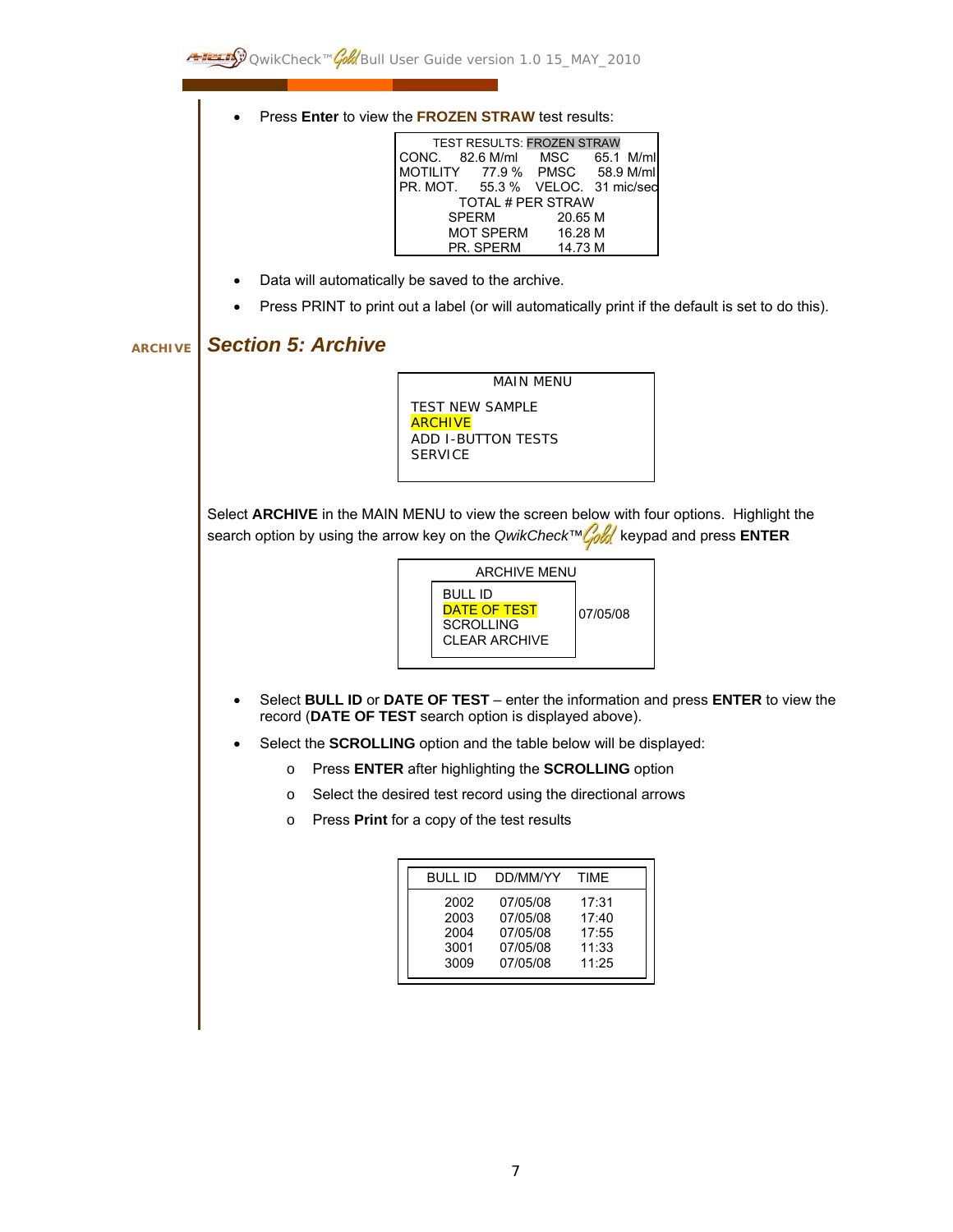- Press **Enter** to view the **FROZEN STRAW** test results:

```
TEST RESULTS: FROZEN STRAW
CONC.     82.6 M/ml    MSC      65.1  M/ml
MOTILITY    77.9 %    PMSC      58.9 M/ml
PR. MOT.    55.3 %    VELOC.  31 mic/sec
          TOTAL # PER STRAW
       SPERM              20.65 M
       MOT SPERM          16.28 M
       PR. SPERM          14.73 M
```

- Data will automatically be saved to the archive.
- Press PRINT to print out a label (or will automatically print if the default is set to do this).

ARCHIVE

## *Section 5: Archive*

```
MAIN MENU

TEST NEW SAMPLE
ARCHIVE
ADD I-BUTTON TESTS
SERVICE
```

Select **ARCHIVE** in the MAIN MENU to view the screen below with four options. Highlight the search option by using the arrow key on the *QwikCheck™Gold* keypad and press **ENTER**

```
ARCHIVE MENU
BULL ID
DATE OF TEST        07/05/08
SCROLLING
CLEAR ARCHIVE
```

- Select **BULL ID** or **DATE OF TEST** – enter the information and press **ENTER** to view the record (**DATE OF TEST** search option is displayed above).
- Select the **SCROLLING** option and the table below will be displayed:
  - Press **ENTER** after highlighting the **SCROLLING** option
  - Select the desired test record using the directional arrows
  - Press **Print** for a copy of the test results

| BULL ID | DD/MM/YY | TIME |
|---|---|---|
| 2002 | 07/05/08 | 17:31 |
| 2003 | 07/05/08 | 17:40 |
| 2004 | 07/05/08 | 17:55 |
| 3001 | 07/05/08 | 11:33 |
| 3009 | 07/05/08 | 11:25 |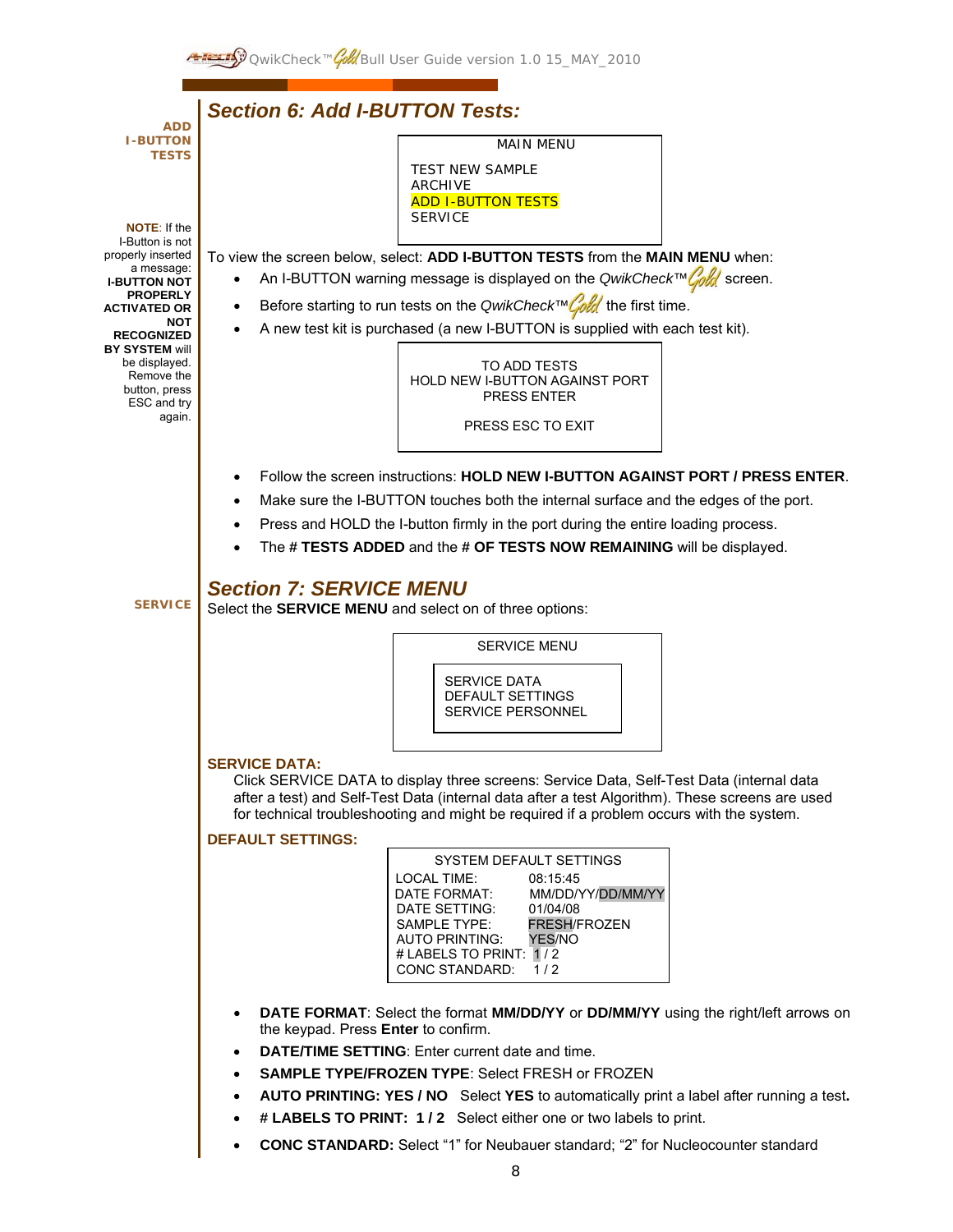## Section 6: Add I-BUTTON Tests:

**ADD I-BUTTON TESTS**

```
MAIN MENU

TEST NEW SAMPLE
ARCHIVE
ADD I-BUTTON TESTS
SERVICE
```

**NOTE**: If the I-Button is not properly inserted a message: **I-BUTTON NOT PROPERLY ACTIVATED OR NOT RECOGNIZED BY SYSTEM** will be displayed. Remove the button, press ESC and try again.

To view the screen below, select: **ADD I-BUTTON TESTS** from the **MAIN MENU** when:

- An I-BUTTON warning message is displayed on the *QwikCheck™Gold* screen.
- Before starting to run tests on the *QwikCheck™Gold* the first time.
- A new test kit is purchased (a new I-BUTTON is supplied with each test kit).

```
TO ADD TESTS
HOLD NEW I-BUTTON AGAINST PORT
PRESS ENTER

PRESS ESC TO EXIT
```

- Follow the screen instructions: **HOLD NEW I-BUTTON AGAINST PORT / PRESS ENTER**.
- Make sure the I-BUTTON touches both the internal surface and the edges of the port.
- Press and HOLD the I-button firmly in the port during the entire loading process.
- The **# TESTS ADDED** and the **# OF TESTS NOW REMAINING** will be displayed.

## Section 7: SERVICE MENU

**SERVICE**

Select the **SERVICE MENU** and select on of three options:

```
SERVICE MENU

SERVICE DATA
DEFAULT SETTINGS
SERVICE PERSONNEL
```

**SERVICE DATA:**

Click SERVICE DATA to display three screens: Service Data, Self-Test Data (internal data after a test) and Self-Test Data (internal data after a test Algorithm). These screens are used for technical troubleshooting and might be required if a problem occurs with the system.

**DEFAULT SETTINGS:**

```
SYSTEM DEFAULT SETTINGS
LOCAL TIME:          08:15:45
DATE FORMAT:         MM/DD/YY/DD/MM/YY
DATE SETTING:        01/04/08
SAMPLE TYPE:         FRESH/FROZEN
AUTO PRINTING:       YES/NO
# LABELS TO PRINT:   1 / 2
CONC STANDARD:       1 / 2
```

- **DATE FORMAT**: Select the format **MM/DD/YY** or **DD/MM/YY** using the right/left arrows on the keypad. Press **Enter** to confirm.
- **DATE/TIME SETTING**: Enter current date and time.
- **SAMPLE TYPE/FROZEN TYPE**: Select FRESH or FROZEN
- **AUTO PRINTING: YES / NO** Select **YES** to automatically print a label after running a test.
- **# LABELS TO PRINT: 1 / 2** Select either one or two labels to print.
- **CONC STANDARD:** Select "1" for Neubauer standard; "2" for Nucleocounter standard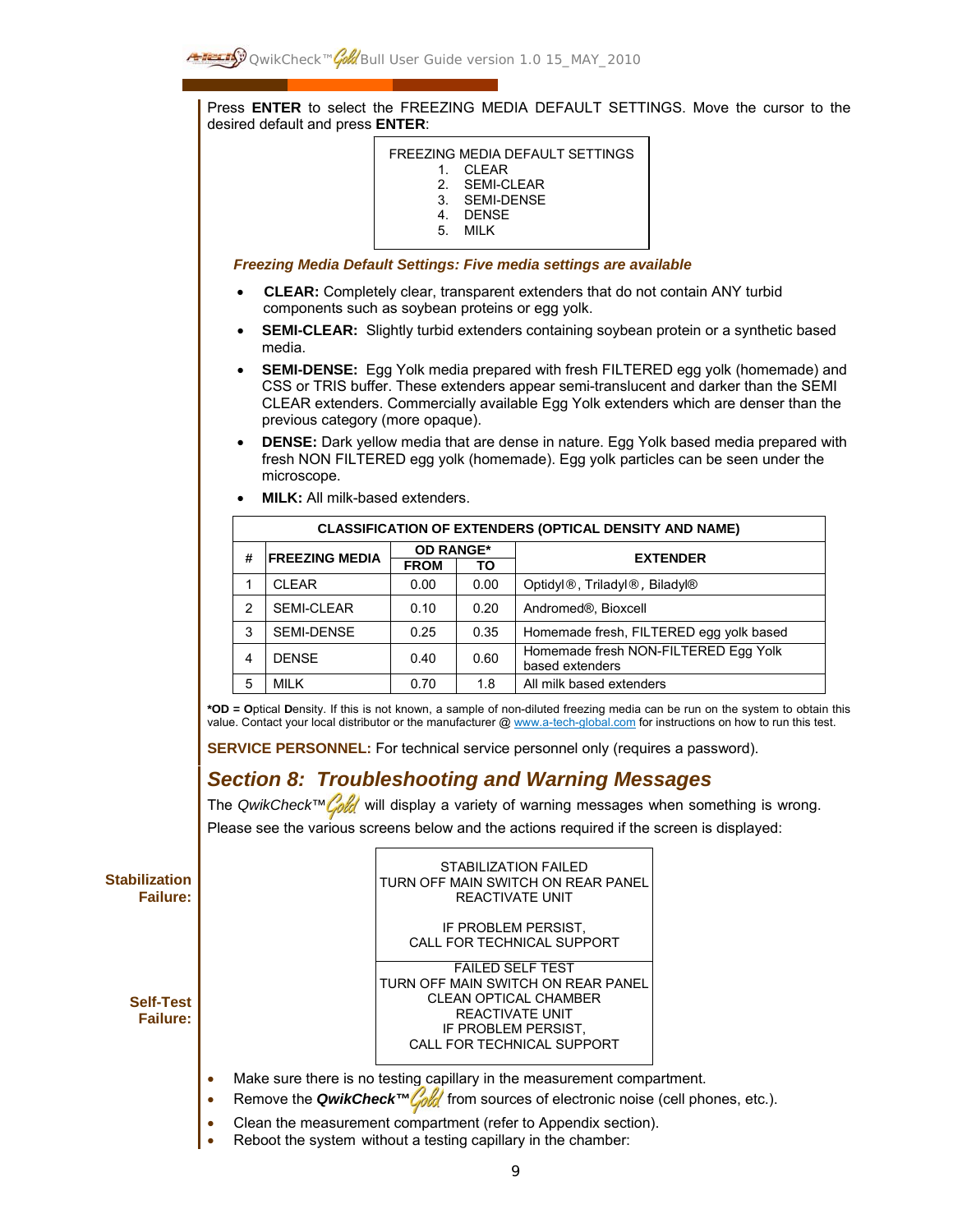Press **ENTER** to select the FREEZING MEDIA DEFAULT SETTINGS. Move the cursor to the desired default and press **ENTER**:

```
FREEZING MEDIA DEFAULT SETTINGS
    1.  CLEAR
    2.  SEMI-CLEAR
    3.  SEMI-DENSE
    4.  DENSE
    5.  MILK
```

***Freezing Media Default Settings: Five media settings are available***

- **CLEAR:** Completely clear, transparent extenders that do not contain ANY turbid components such as soybean proteins or egg yolk.
- **SEMI-CLEAR:** Slightly turbid extenders containing soybean protein or a synthetic based media.
- **SEMI-DENSE:** Egg Yolk media prepared with fresh FILTERED egg yolk (homemade) and CSS or TRIS buffer. These extenders appear semi-translucent and darker than the SEMI CLEAR extenders. Commercially available Egg Yolk extenders which are denser than the previous category (more opaque).
- **DENSE:** Dark yellow media that are dense in nature. Egg Yolk based media prepared with fresh NON FILTERED egg yolk (homemade). Egg yolk particles can be seen under the microscope.
- **MILK:** All milk-based extenders.

| CLASSIFICATION OF EXTENDERS (OPTICAL DENSITY AND NAME) | | | | |
|---|---|---|---|---|
| # | FREEZING MEDIA | OD RANGE* | | EXTENDER |
| | | FROM | TO | |
| 1 | CLEAR | 0.00 | 0.00 | Optidyl®, Triladyl®, Biladyl® |
| 2 | SEMI-CLEAR | 0.10 | 0.20 | Andromed®, Bioxcell |
| 3 | SEMI-DENSE | 0.25 | 0.35 | Homemade fresh, FILTERED egg yolk based |
| 4 | DENSE | 0.40 | 0.60 | Homemade fresh NON-FILTERED Egg Yolk based extenders |
| 5 | MILK | 0.70 | 1.8 | All milk based extenders |

***OD = O**ptical **D**ensity. If this is not known, a sample of non-diluted freezing media can be run on the system to obtain this value. Contact your local distributor or the manufacturer @ www.a-tech-global.com for instructions on how to run this test.

**SERVICE PERSONNEL:** For technical service personnel only (requires a password).

## *Section 8: Troubleshooting and Warning Messages*

The *QwikCheck™Gold* will display a variety of warning messages when something is wrong. Please see the various screens below and the actions required if the screen is displayed:

**Stabilization Failure:**

```
STABILIZATION FAILED
TURN OFF MAIN SWITCH ON REAR PANEL
REACTIVATE UNIT

IF PROBLEM PERSIST,
CALL FOR TECHNICAL SUPPORT
```

**Self-Test Failure:**

```
FAILED SELF TEST
TURN OFF MAIN SWITCH ON REAR PANEL
CLEAN OPTICAL CHAMBER
REACTIVATE UNIT
IF PROBLEM PERSIST,
CALL FOR TECHNICAL SUPPORT
```

- Make sure there is no testing capillary in the measurement compartment.
- Remove the ***QwikCheck™Gold*** from sources of electronic noise (cell phones, etc.).
- Clean the measurement compartment (refer to Appendix section).
- Reboot the system without a testing capillary in the chamber: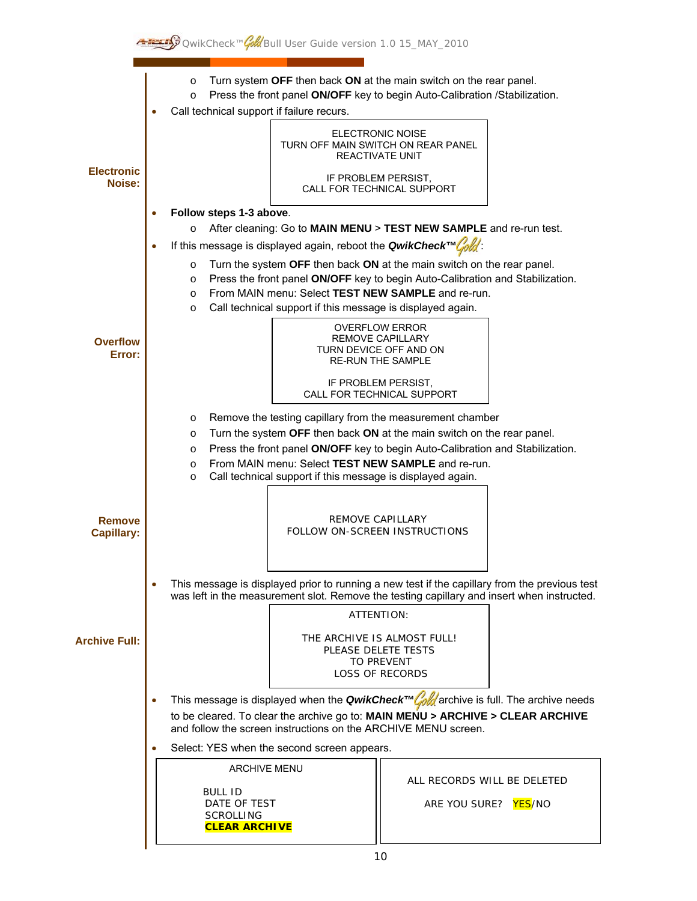- Turn system **OFF** then back **ON** at the main switch on the rear panel.
- Press the front panel **ON/OFF** key to begin Auto-Calibration /Stabilization.

- Call technical support if failure recurs.

**Electronic Noise:**

```
ELECTRONIC NOISE
TURN OFF MAIN SWITCH ON REAR PANEL
REACTIVATE UNIT

IF PROBLEM PERSIST,
CALL FOR TECHNICAL SUPPORT
```

- **Follow steps 1-3 above**.
  - After cleaning: Go to **MAIN MENU** > **TEST NEW SAMPLE** and re-run test.
- If this message is displayed again, reboot the ***QwikCheck™ Gold***:
  - Turn the system **OFF** then back **ON** at the main switch on the rear panel.
  - Press the front panel **ON/OFF** key to begin Auto-Calibration and Stabilization.
  - From MAIN menu: Select **TEST NEW SAMPLE** and re-run.
  - Call technical support if this message is displayed again.

**Overflow Error:**

```
OVERFLOW ERROR
REMOVE CAPILLARY
TURN DEVICE OFF AND ON
RE-RUN THE SAMPLE

IF PROBLEM PERSIST,
CALL FOR TECHNICAL SUPPORT
```

- Remove the testing capillary from the measurement chamber
- Turn the system **OFF** then back **ON** at the main switch on the rear panel.
- Press the front panel **ON/OFF** key to begin Auto-Calibration and Stabilization.
- From MAIN menu: Select **TEST NEW SAMPLE** and re-run.
- Call technical support if this message is displayed again.

**Remove Capillary:**

```
REMOVE CAPILLARY
FOLLOW ON-SCREEN INSTRUCTIONS
```

- This message is displayed prior to running a new test if the capillary from the previous test was left in the measurement slot. Remove the testing capillary and insert when instructed.

**Archive Full:**

```
ATTENTION:

THE ARCHIVE IS ALMOST FULL!
PLEASE DELETE TESTS
TO PREVENT
LOSS OF RECORDS
```

- This message is displayed when the ***QwikCheck™ Gold*** archive is full. The archive needs to be cleared. To clear the archive go to: **MAIN MENU > ARCHIVE > CLEAR ARCHIVE** and follow the screen instructions on the ARCHIVE MENU screen.
- Select: YES when the second screen appears.

```
ARCHIVE MENU

BULL ID
DATE OF TEST
SCROLLING
CLEAR ARCHIVE
```

```
ALL RECORDS WILL BE DELETED

ARE YOU SURE?   YES/NO
```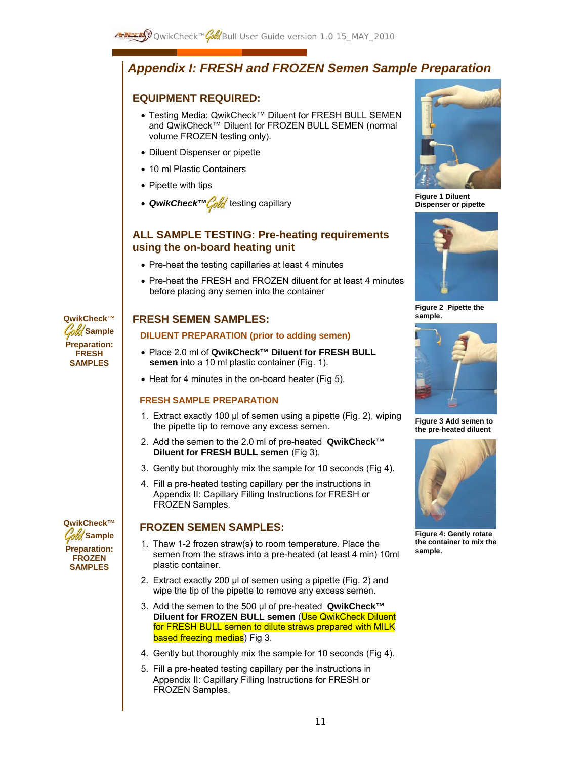# Appendix I: FRESH and FROZEN Semen Sample Preparation

## EQUIPMENT REQUIRED:

- Testing Media: QwikCheck™ Diluent for FRESH BULL SEMEN and QwikCheck™ Diluent for FROZEN BULL SEMEN (normal volume FROZEN testing only).
- Diluent Dispenser or pipette
- 10 ml Plastic Containers
- Pipette with tips
- ***QwikCheck™ Gold*** testing capillary

Figure 1 Diluent Dispenser or pipette

## ALL SAMPLE TESTING: Pre-heating requirements using the on-board heating unit

- Pre-heat the testing capillaries at least 4 minutes
- Pre-heat the FRESH and FROZEN diluent for at least 4 minutes before placing any semen into the container

Figure 2 Pipette the sample.

**QwikCheck™ Gold Sample Preparation: FRESH SAMPLES**

## FRESH SEMEN SAMPLES:

### DILUENT PREPARATION (prior to adding semen)

- Place 2.0 ml of **QwikCheck™ Diluent for FRESH BULL semen** into a 10 ml plastic container (Fig. 1).
- Heat for 4 minutes in the on-board heater (Fig 5).

Figure 3 Add semen to the pre-heated diluent

### FRESH SAMPLE PREPARATION

1. Extract exactly 100 µl of semen using a pipette (Fig. 2), wiping the pipette tip to remove any excess semen.
2. Add the semen to the 2.0 ml of pre-heated **QwikCheck™ Diluent for FRESH BULL semen** (Fig 3).
3. Gently but thoroughly mix the sample for 10 seconds (Fig 4).
4. Fill a pre-heated testing capillary per the instructions in Appendix II: Capillary Filling Instructions for FRESH or FROZEN Samples.

Figure 4: Gently rotate the container to mix the sample.

**QwikCheck™ Gold Sample Preparation: FROZEN SAMPLES**

## FROZEN SEMEN SAMPLES:

1. Thaw 1-2 frozen straw(s) to room temperature. Place the semen from the straws into a pre-heated (at least 4 min) 10ml plastic container.
2. Extract exactly 200 µl of semen using a pipette (Fig. 2) and wipe the tip of the pipette to remove any excess semen.
3. Add the semen to the 500 µl of pre-heated **QwikCheck™ Diluent for FROZEN BULL semen** (Use QwikCheck Diluent for FRESH BULL semen to dilute straws prepared with MILK based freezing medias) Fig 3.
4. Gently but thoroughly mix the sample for 10 seconds (Fig 4).
5. Fill a pre-heated testing capillary per the instructions in Appendix II: Capillary Filling Instructions for FRESH or FROZEN Samples.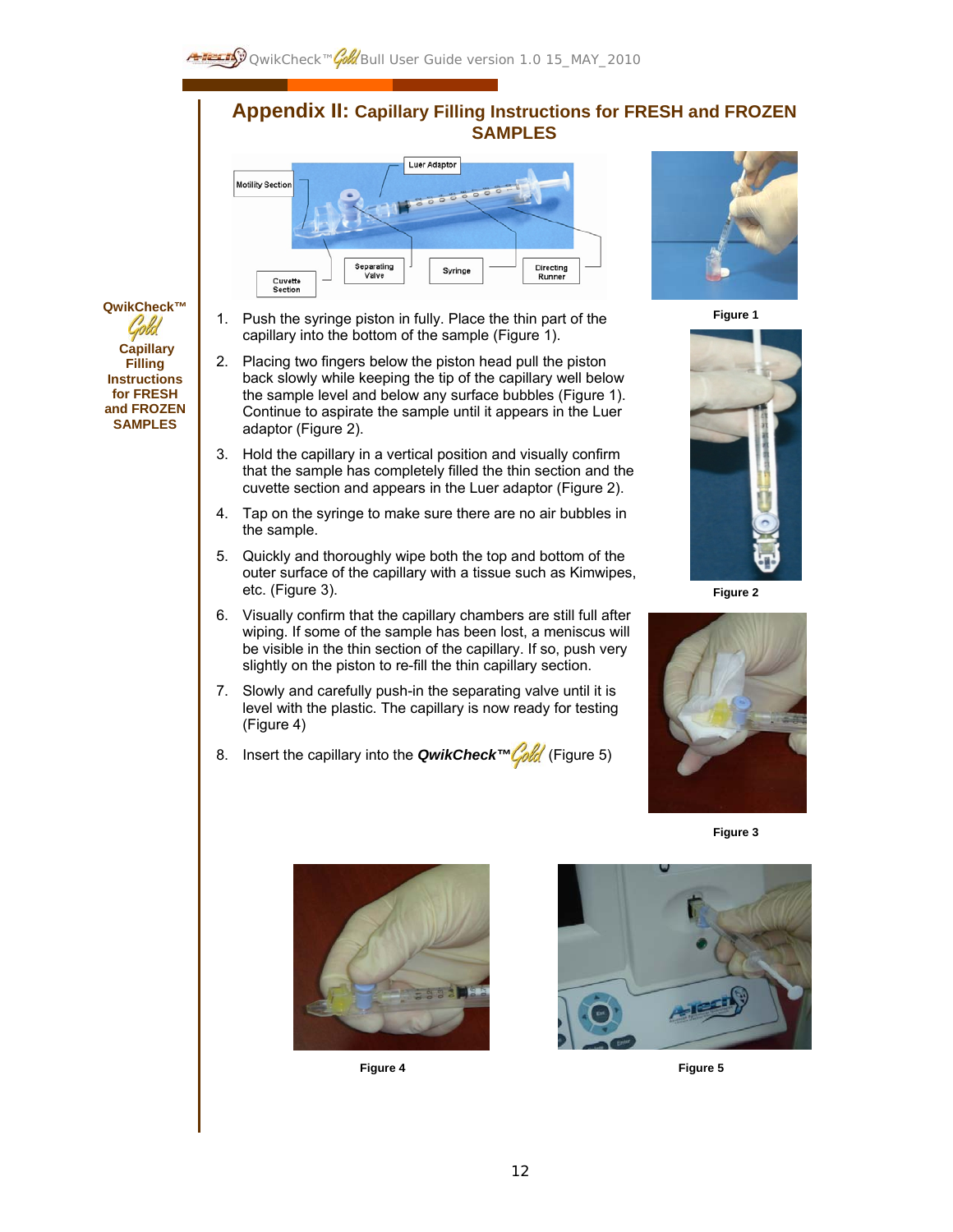## Appendix II: Capillary Filling Instructions for FRESH and FROZEN SAMPLES

QwikCheck™ Gold Capillary Filling Instructions for FRESH and FROZEN SAMPLES

Luer Adaptor
Motility Section
Cuvette Section
Separating Valve
Syringe
Directing Runner

1. Push the syringe piston in fully. Place the thin part of the capillary into the bottom of the sample (Figure 1).
2. Placing two fingers below the piston head pull the piston back slowly while keeping the tip of the capillary well below the sample level and below any surface bubbles (Figure 1). Continue to aspirate the sample until it appears in the Luer adaptor (Figure 2).
3. Hold the capillary in a vertical position and visually confirm that the sample has completely filled the thin section and the cuvette section and appears in the Luer adaptor (Figure 2).
4. Tap on the syringe to make sure there are no air bubbles in the sample.
5. Quickly and thoroughly wipe both the top and bottom of the outer surface of the capillary with a tissue such as Kimwipes, etc. (Figure 3).
6. Visually confirm that the capillary chambers are still full after wiping. If some of the sample has been lost, a meniscus will be visible in the thin section of the capillary. If so, push very slightly on the piston to re-fill the thin capillary section.
7. Slowly and carefully push-in the separating valve until it is level with the plastic. The capillary is now ready for testing (Figure 4)
8. Insert the capillary into the ***QwikCheck™Gold*** (Figure 5)

Figure 1

Figure 2

Figure 3

Figure 4

Figure 5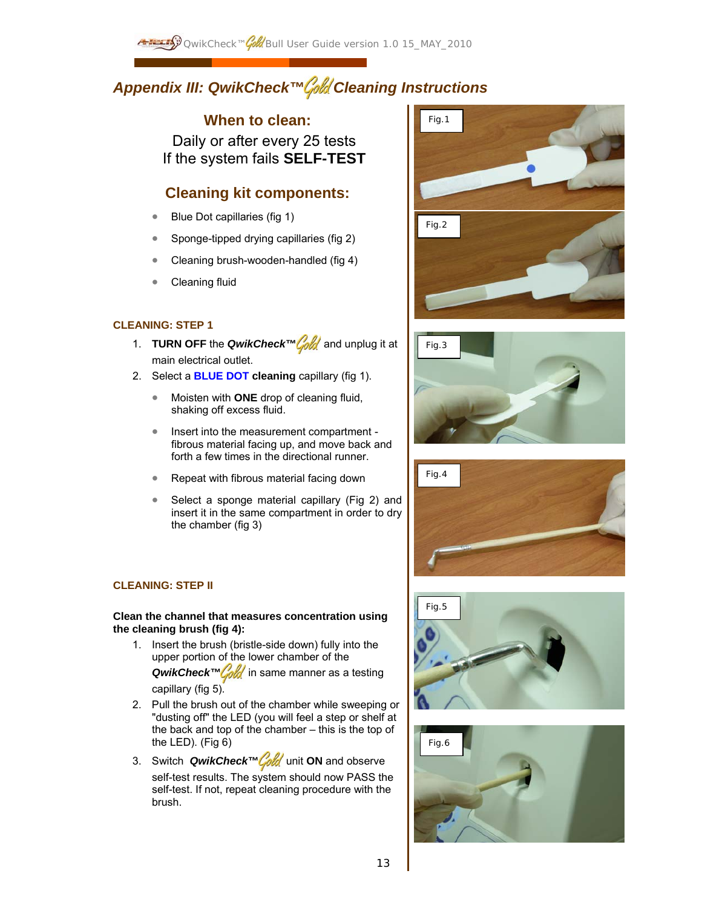# Appendix III: QwikCheck™Gold Cleaning Instructions

## When to clean:

Daily or after every 25 tests
If the system fails **SELF-TEST**

## Cleaning kit components:

- Blue Dot capillaries (fig 1)
- Sponge-tipped drying capillaries (fig 2)
- Cleaning brush-wooden-handled (fig 4)
- Cleaning fluid

### CLEANING: STEP 1

1. **TURN OFF** the ***QwikCheck™Gold*** and unplug it at main electrical outlet.
2. Select a **BLUE DOT cleaning** capillary (fig 1).
   - Moisten with **ONE** drop of cleaning fluid, shaking off excess fluid.
   - Insert into the measurement compartment - fibrous material facing up, and move back and forth a few times in the directional runner.
   - Repeat with fibrous material facing down
   - Select a sponge material capillary (Fig 2) and insert it in the same compartment in order to dry the chamber (fig 3)

### CLEANING: STEP II

**Clean the channel that measures concentration using the cleaning brush (fig 4):**

1. Insert the brush (bristle-side down) fully into the upper portion of the lower chamber of the ***QwikCheck™Gold*** in same manner as a testing capillary (fig 5).
2. Pull the brush out of the chamber while sweeping or "dusting off" the LED (you will feel a step or shelf at the back and top of the chamber – this is the top of the LED). (Fig 6)
3. Switch ***QwikCheck™Gold*** unit **ON** and observe self-test results. The system should now PASS the self-test. If not, repeat cleaning procedure with the brush.

Fig.1

Fig.2

Fig.3

Fig.4

Fig.5

Fig.6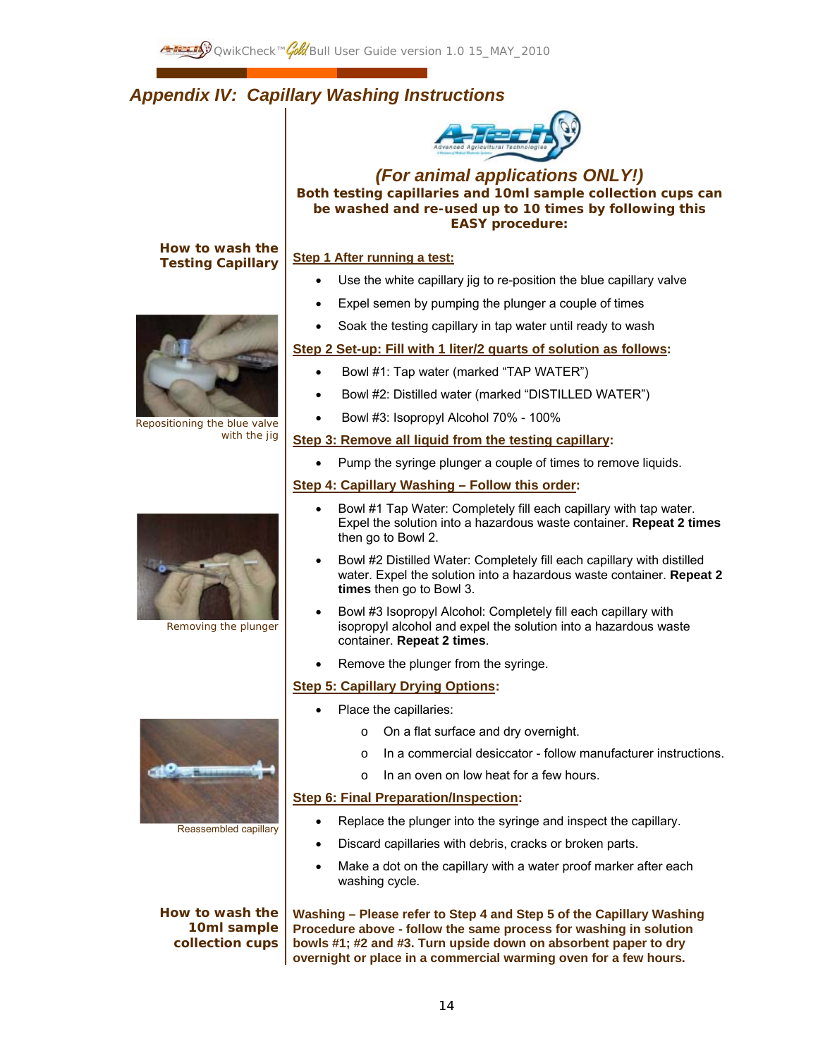# Appendix IV: Capillary Washing Instructions

*(For animal applications ONLY!)*

**Both testing capillaries and 10ml sample collection cups can be washed and re-used up to 10 times by following this EASY procedure:**

## How to wash the Testing Capillary

**Step 1 After running a test:**

- Use the white capillary jig to re-position the blue capillary valve
- Expel semen by pumping the plunger a couple of times
- Soak the testing capillary in tap water until ready to wash

**Step 2 Set-up: Fill with 1 liter/2 quarts of solution as follows:**

- Bowl #1: Tap water (marked "TAP WATER")
- Bowl #2: Distilled water (marked "DISTILLED WATER")
- Bowl #3: Isopropyl Alcohol 70% - 100%

**Step 3: Remove all liquid from the testing capillary:**

- Pump the syringe plunger a couple of times to remove liquids.

**Step 4: Capillary Washing – Follow this order:**

- Bowl #1 Tap Water: Completely fill each capillary with tap water. Expel the solution into a hazardous waste container. **Repeat 2 times** then go to Bowl 2.
- Bowl #2 Distilled Water: Completely fill each capillary with distilled water. Expel the solution into a hazardous waste container. **Repeat 2 times** then go to Bowl 3.
- Bowl #3 Isopropyl Alcohol: Completely fill each capillary with isopropyl alcohol and expel the solution into a hazardous waste container. **Repeat 2 times**.
- Remove the plunger from the syringe.

**Step 5: Capillary Drying Options:**

- Place the capillaries:
  - On a flat surface and dry overnight.
  - In a commercial desiccator - follow manufacturer instructions.
  - In an oven on low heat for a few hours.

**Step 6: Final Preparation/Inspection:**

- Replace the plunger into the syringe and inspect the capillary.
- Discard capillaries with debris, cracks or broken parts.
- Make a dot on the capillary with a water proof marker after each washing cycle.

Repositioning the blue valve with the jig

Removing the plunger

Reassembled capillary

## How to wash the 10ml sample collection cups

**Washing – Please refer to Step 4 and Step 5 of the Capillary Washing Procedure above - follow the same process for washing in solution bowls #1; #2 and #3. Turn upside down on absorbent paper to dry overnight or place in a commercial warming oven for a few hours.**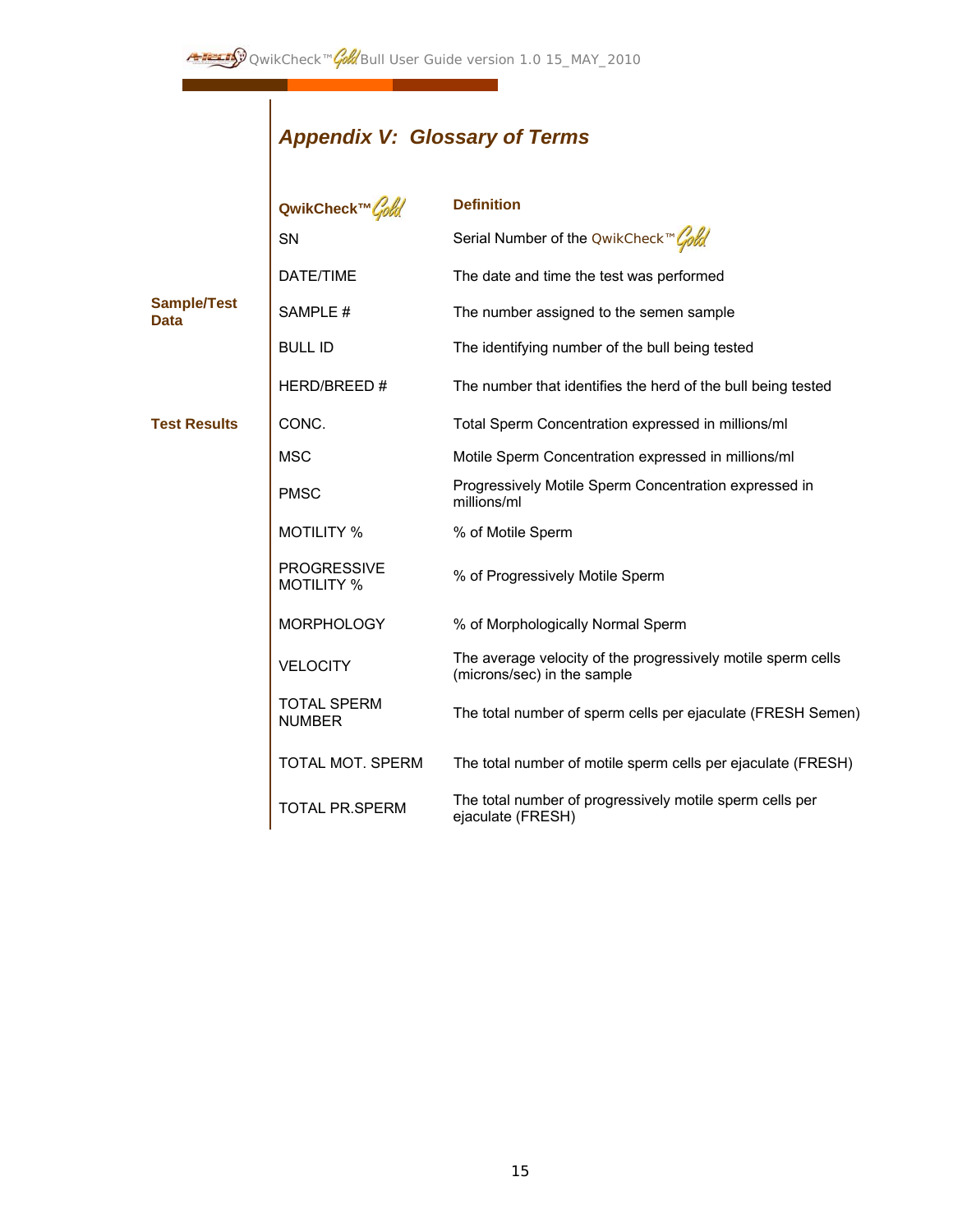## *Appendix V: Glossary of Terms*

| | QwikCheck™ Gold | Definition |
|---|---|---|
| | SN | Serial Number of the QwikCheck™ Gold |
| | DATE/TIME | The date and time the test was performed |
| **Sample/Test Data** | SAMPLE # | The number assigned to the semen sample |
| | BULL ID | The identifying number of the bull being tested |
| | HERD/BREED # | The number that identifies the herd of the bull being tested |
| **Test Results** | CONC. | Total Sperm Concentration expressed in millions/ml |
| | MSC | Motile Sperm Concentration expressed in millions/ml |
| | PMSC | Progressively Motile Sperm Concentration expressed in millions/ml |
| | MOTILITY % | % of Motile Sperm |
| | PROGRESSIVE MOTILITY % | % of Progressively Motile Sperm |
| | MORPHOLOGY | % of Morphologically Normal Sperm |
| | VELOCITY | The average velocity of the progressively motile sperm cells (microns/sec) in the sample |
| | TOTAL SPERM NUMBER | The total number of sperm cells per ejaculate (FRESH Semen) |
| | TOTAL MOT. SPERM | The total number of motile sperm cells per ejaculate (FRESH) |
| | TOTAL PR.SPERM | The total number of progressively motile sperm cells per ejaculate (FRESH) |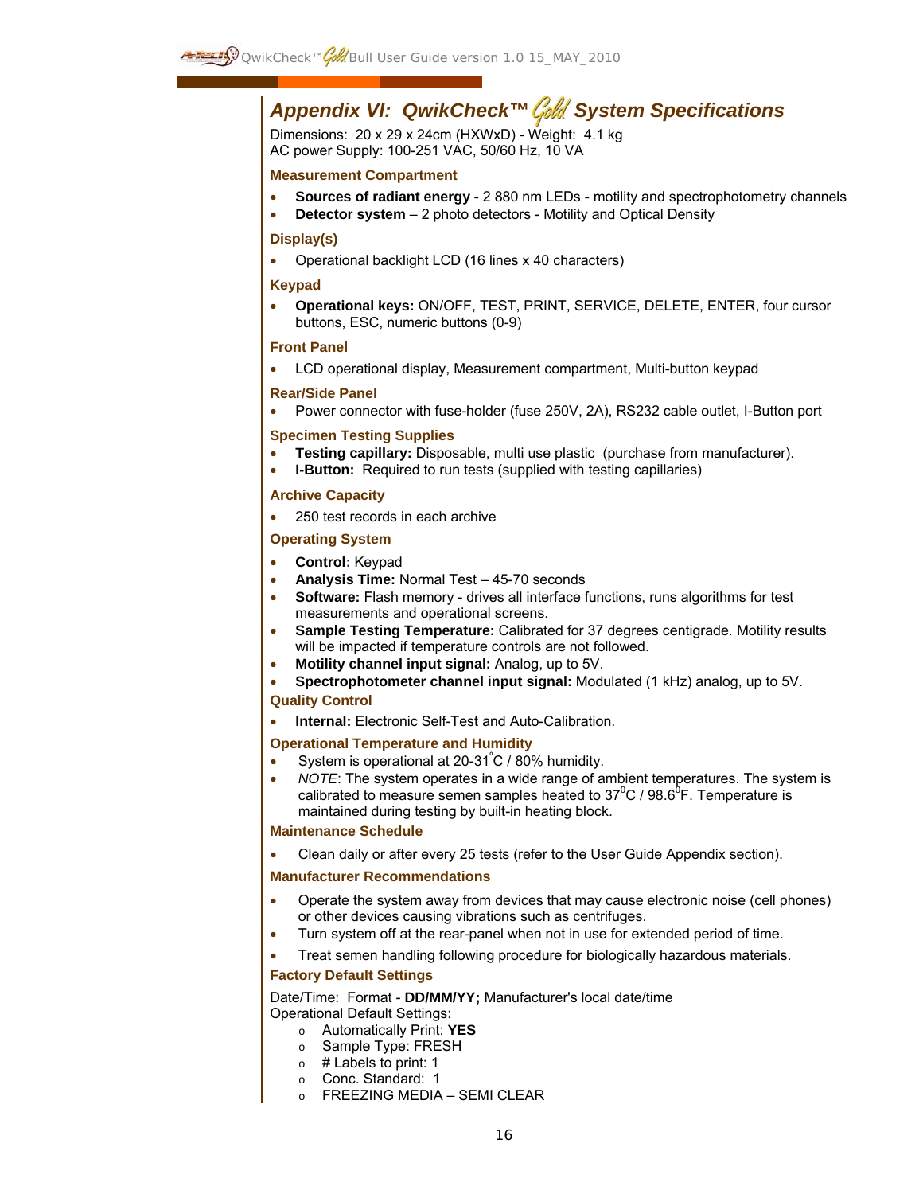# Appendix VI: QwikCheck™ Gold System Specifications

Dimensions: 20 x 29 x 24cm (HXWxD) - Weight: 4.1 kg
AC power Supply: 100-251 VAC, 50/60 Hz, 10 VA

### Measurement Compartment

- **Sources of radiant energy** - 2 880 nm LEDs - motility and spectrophotometry channels
- **Detector system** – 2 photo detectors - Motility and Optical Density

### Display(s)

- Operational backlight LCD (16 lines x 40 characters)

### Keypad

- **Operational keys:** ON/OFF, TEST, PRINT, SERVICE, DELETE, ENTER, four cursor buttons, ESC, numeric buttons (0-9)

### Front Panel

- LCD operational display, Measurement compartment, Multi-button keypad

### Rear/Side Panel

- Power connector with fuse-holder (fuse 250V, 2A), RS232 cable outlet, I-Button port

### Specimen Testing Supplies

- **Testing capillary:** Disposable, multi use plastic (purchase from manufacturer).
- **I-Button:** Required to run tests (supplied with testing capillaries)

### Archive Capacity

- 250 test records in each archive

### Operating System

- **Control:** Keypad
- **Analysis Time:** Normal Test – 45-70 seconds
- **Software:** Flash memory - drives all interface functions, runs algorithms for test measurements and operational screens.
- **Sample Testing Temperature:** Calibrated for 37 degrees centigrade. Motility results will be impacted if temperature controls are not followed.
- **Motility channel input signal:** Analog, up to 5V.
- **Spectrophotometer channel input signal:** Modulated (1 kHz) analog, up to 5V.

### Quality Control

- **Internal:** Electronic Self-Test and Auto-Calibration.

### Operational Temperature and Humidity

- System is operational at 20-31°C / 80% humidity.
- *NOTE*: The system operates in a wide range of ambient temperatures. The system is calibrated to measure semen samples heated to 37°C / 98.6°F. Temperature is maintained during testing by built-in heating block.

### Maintenance Schedule

- Clean daily or after every 25 tests (refer to the User Guide Appendix section).

### Manufacturer Recommendations

- Operate the system away from devices that may cause electronic noise (cell phones) or other devices causing vibrations such as centrifuges.
- Turn system off at the rear-panel when not in use for extended period of time.
- Treat semen handling following procedure for biologically hazardous materials.

### Factory Default Settings

Date/Time: Format - **DD/MM/YY;** Manufacturer's local date/time
Operational Default Settings:

- Automatically Print: **YES**
- Sample Type: FRESH
- # Labels to print: 1
- Conc. Standard: 1
- FREEZING MEDIA – SEMI CLEAR